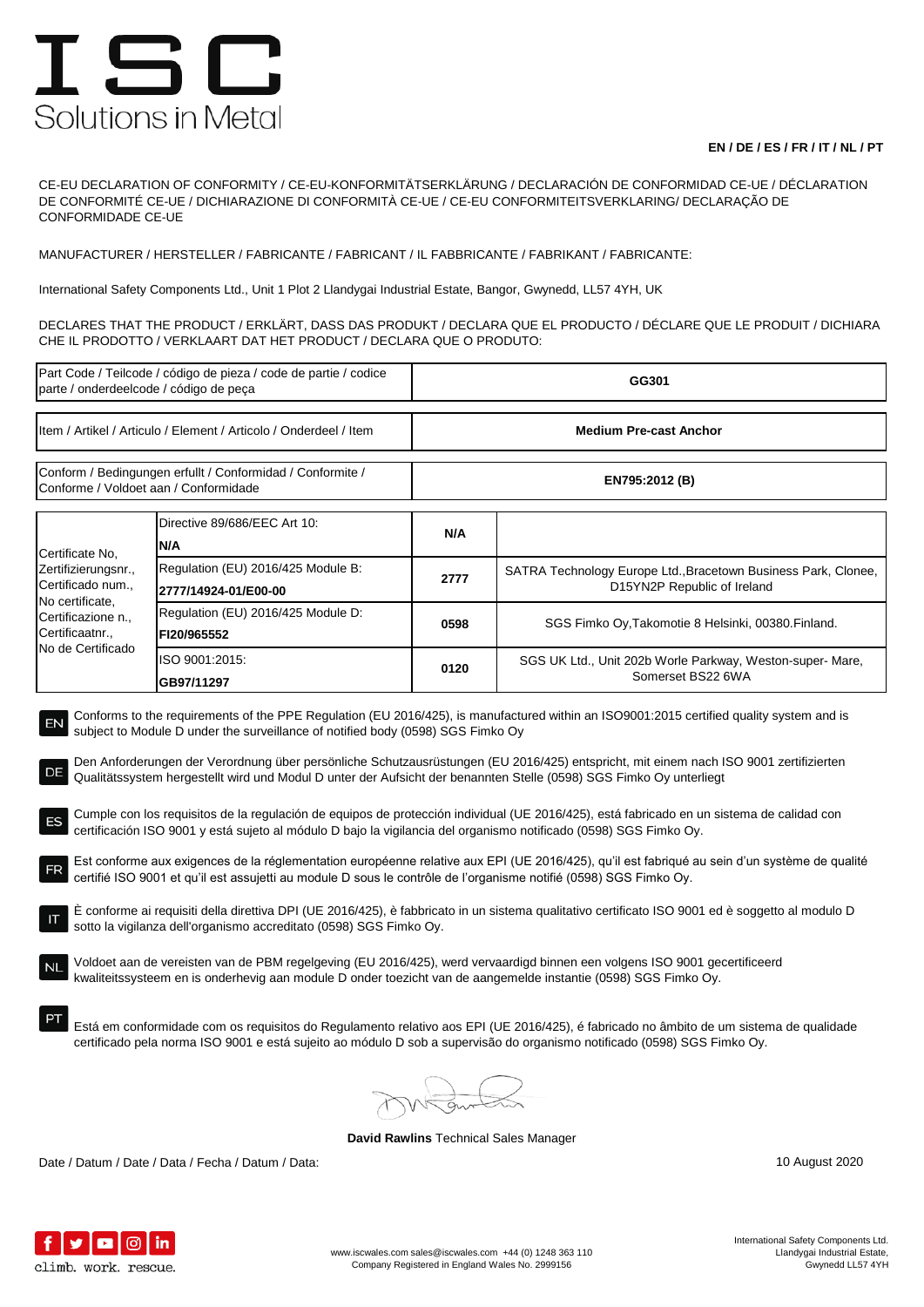# ISC
Solutions in Metal

**EN / DE / ES / FR / IT / NL / PT**

CE-EU DECLARATION OF CONFORMITY / CE-EU-KONFORMITÄTSERKLÄRUNG / DECLARACIÓN DE CONFORMIDAD CE-UE / DÉCLARATION DE CONFORMITÉ CE-UE / DICHIARAZIONE DI CONFORMITÀ CE-UE / CE-EU CONFORMITEITSVERKLARING/ DECLARAÇÃO DE CONFORMIDADE CE-UE

MANUFACTURER / HERSTELLER / FABRICANTE / FABRICANT / IL FABBRICANTE / FABRIKANT / FABRICANTE:

International Safety Components Ltd., Unit 1 Plot 2 Llandygai Industrial Estate, Bangor, Gwynedd, LL57 4YH, UK

DECLARES THAT THE PRODUCT / ERKLÄRT, DASS DAS PRODUKT / DECLARA QUE EL PRODUCTO / DÉCLARE QUE LE PRODUIT / DICHIARA CHE IL PRODOTTO / VERKLAART DAT HET PRODUCT / DECLARA QUE O PRODUTO:

| Part Code / Teilcode / código de pieza / code de partie / codice parte / onderdeelcode / código de peça | **GG301** |
|---|---|
| Item / Artikel / Articulo / Element / Articolo / Onderdeel / Item | **Medium Pre-cast Anchor** |
| Conform / Bedingungen erfullt / Conformidad / Conformite / Conforme / Voldoet aan / Conformidade | **EN795:2012 (B)** |

| Certificate No, Zertifizierungsnr., Certificado num., No certificate, Certificazione n., Certificaatnr., No de Certificado | | | |
|---|---|---|---|
| | Directive 89/686/EEC Art 10: **N/A** | **N/A** | |
| | Regulation (EU) 2016/425 Module B: **2777/14924-01/E00-00** | **2777** | SATRA Technology Europe Ltd.,Bracetown Business Park, Clonee, D15YN2P Republic of Ireland |
| | Regulation (EU) 2016/425 Module D: **FI20/965552** | **0598** | SGS Fimko Oy,Takomotie 8 Helsinki, 00380.Finland. |
| | ISO 9001:2015: **GB97/11297** | **0120** | SGS UK Ltd., Unit 202b Worle Parkway, Weston-super- Mare, Somerset BS22 6WA |

EN Conforms to the requirements of the PPE Regulation (EU 2016/425), is manufactured within an ISO9001:2015 certified quality system and is subject to Module D under the surveillance of notified body (0598) SGS Fimko Oy

DE Den Anforderungen der Verordnung über persönliche Schutzausrüstungen (EU 2016/425) entspricht, mit einem nach ISO 9001 zertifizierten Qualitätssystem hergestellt wird und Modul D unter der Aufsicht der benannten Stelle (0598) SGS Fimko Oy unterliegt

ES Cumple con los requisitos de la regulación de equipos de protección individual (UE 2016/425), está fabricado en un sistema de calidad con certificación ISO 9001 y está sujeto al módulo D bajo la vigilancia del organismo notificado (0598) SGS Fimko Oy.

FR Est conforme aux exigences de la réglementation européenne relative aux EPI (UE 2016/425), qu'il est fabriqué au sein d'un système de qualité certifié ISO 9001 et qu'il est assujetti au module D sous le contrôle de l'organisme notifié (0598) SGS Fimko Oy.

IT È conforme ai requisiti della direttiva DPI (UE 2016/425), è fabbricato in un sistema qualitativo certificato ISO 9001 ed è soggetto al modulo D sotto la vigilanza dell'organismo accreditato (0598) SGS Fimko Oy.

NL Voldoet aan de vereisten van de PBM regelgeving (EU 2016/425), werd vervaardigd binnen een volgens ISO 9001 gecertificeerd kwaliteitssysteem en is onderhevig aan module D onder toezicht van de aangemelde instantie (0598) SGS Fimko Oy.

PT Está em conformidade com os requisitos do Regulamento relativo aos EPI (UE 2016/425), é fabricado no âmbito de um sistema de qualidade certificado pela norma ISO 9001 e está sujeito ao módulo D sob a supervisão do organismo notificado (0598) SGS Fimko Oy.

**David Rawlins** Technical Sales Manager

Date / Datum / Date / Data / Fecha / Datum / Data: 10 August 2020

climb. work. rescue.

www.iscwales.com sales@iscwales.com +44 (0) 1248 363 110
Company Registered in England Wales No. 2999156

International Safety Components Ltd.
Llandygai Industrial Estate,
Gwynedd LL57 4YH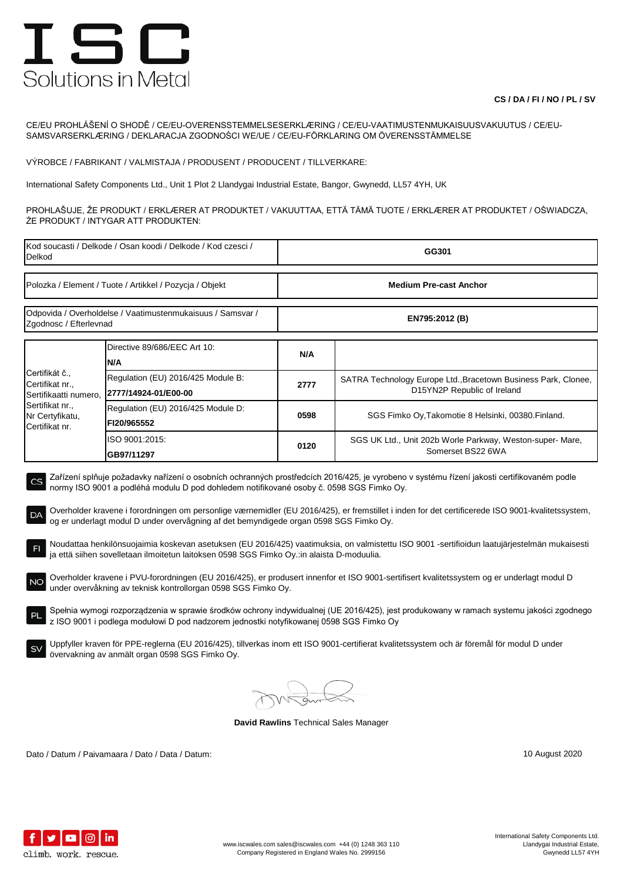# ISC Solutions in Metal

**CS / DA / FI / NO / PL / SV**

CE/EU PROHLÁŠENÍ O SHODĚ / CE/EU-OVERENSSTEMMELSESERKLÆRING / CE/EU-VAATIMUSTENMUKAISUUSVAKUUTUS / CE/EU-SAMSVARSERKLÆRING / DEKLARACJA ZGODNOŚCI WE/UE / CE/EU-FÖRKLARING OM ÖVERENSSTÄMMELSE

VÝROBCE / FABRIKANT / VALMISTAJA / PRODUSENT / PRODUCENT / TILLVERKARE:

International Safety Components Ltd., Unit 1 Plot 2 Llandygai Industrial Estate, Bangor, Gwynedd, LL57 4YH, UK

PROHLAŠUJE, ŽE PRODUKT / ERKLÆRER AT PRODUKTET / VAKUUTTAA, ETTÄ TÄMÄ TUOTE / ERKLÆRER AT PRODUKTET / OŚWIADCZA, ŻE PRODUKT / INTYGAR ATT PRODUKTEN:

| | |
|---|---|
| Kod soucasti / Delkode / Osan koodi / Delkode / Kod czesci / Delkod | **GG301** |
| Polozka / Element / Tuote / Artikkel / Pozycja / Objekt | **Medium Pre-cast Anchor** |
| Odpovida / Overholdelse / Vaatimustenmukaisuus / Samsvar / Zgodnosc / Efterlevnad | **EN795:2012 (B)** |

| | | | |
|---|---|---|---|
| Certifikát č., Certifikat nr., Sertifikaatti numero, Sertifikat nr., Nr Certyfikatu, Certifikat nr. | Directive 89/686/EEC Art 10: **N/A** | **N/A** | |
| | Regulation (EU) 2016/425 Module B: **2777/14924-01/E00-00** | **2777** | SATRA Technology Europe Ltd.,Bracetown Business Park, Clonee, D15YN2P Republic of Ireland |
| | Regulation (EU) 2016/425 Module D: **FI20/965552** | **0598** | SGS Fimko Oy,Takomotie 8 Helsinki, 00380.Finland. |
| | ISO 9001:2015: **GB97/11297** | **0120** | SGS UK Ltd., Unit 202b Worle Parkway, Weston-super- Mare, Somerset BS22 6WA |

**CS** Zařízení splňuje požadavky nařízení o osobních ochranných prostředcích 2016/425, je vyrobeno v systému řízení jakosti certifikovaném podle normy ISO 9001 a podléhá modulu D pod dohledem notifikované osoby č. 0598 SGS Fimko Oy.

**DA** Overholder kravene i forordningen om personlige værnemidler (EU 2016/425), er fremstillet i inden for det certificerede ISO 9001-kvalitetssystem, og er underlagt modul D under overvågning af det bemyndigede organ 0598 SGS Fimko Oy.

**FI** Noudattaa henkilönsuojaimia koskevan asetuksen (EU 2016/425) vaatimuksia, on valmistettu ISO 9001 -sertifioidun laatujärjestelmän mukaisesti ja että siihen sovelletaan ilmoitetun laitoksen 0598 SGS Fimko Oy.:in alaista D-moduulia.

**NO** Overholder kravene i PVU-forordningen (EU 2016/425), er produsert innenfor et ISO 9001-sertifisert kvalitetssystem og er underlagt modul D under overvåkning av teknisk kontrollorgan 0598 SGS Fimko Oy.

**PL** Spełnia wymogi rozporządzenia w sprawie środków ochrony indywidualnej (UE 2016/425), jest produkowany w ramach systemu jakości zgodnego z ISO 9001 i podlega modułowi D pod nadzorem jednostki notyfikowanej 0598 SGS Fimko Oy

**SV** Uppfyller kraven för PPE-reglerna (EU 2016/425), tillverkas inom ett ISO 9001-certifierat kvalitetssystem och är föremål för modul D under övervakning av anmält organ 0598 SGS Fimko Oy.

**David Rawlins** Technical Sales Manager

Dato / Datum / Paivamaara / Dato / Data / Datum: 10 August 2020

climb. work. rescue.

www.iscwales.com sales@iscwales.com +44 (0) 1248 363 110
Company Registered in England Wales No. 2999156

International Safety Components Ltd.
Llandygai Industrial Estate,
Gwynedd LL57 4YH